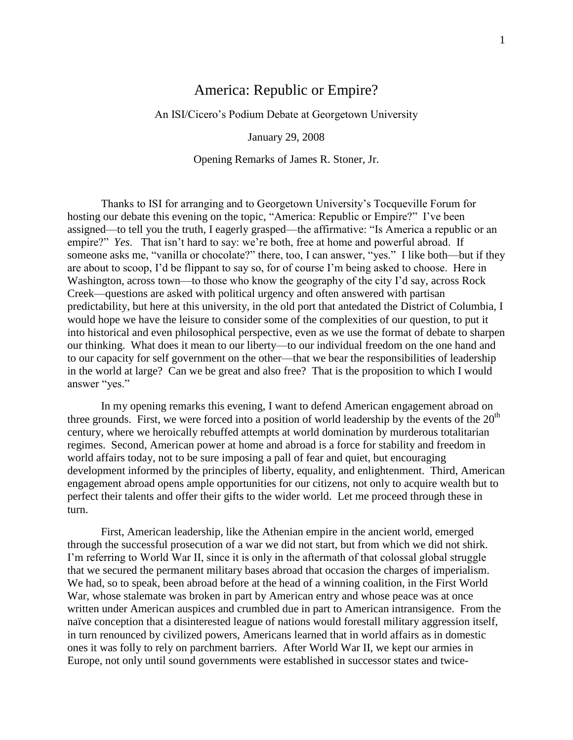# America: Republic or Empire?

An ISI/Cicero's Podium Debate at Georgetown University

January 29, 2008

Opening Remarks of James R. Stoner, Jr.

Thanks to ISI for arranging and to Georgetown University's Tocqueville Forum for hosting our debate this evening on the topic, "America: Republic or Empire?" I've been assigned—to tell you the truth, I eagerly grasped—the affirmative: "Is America a republic or an empire?" *Yes*. That isn't hard to say: we're both, free at home and powerful abroad. If someone asks me, "vanilla or chocolate?" there, too, I can answer, "yes." I like both—but if they are about to scoop, I'd be flippant to say so, for of course I'm being asked to choose. Here in Washington, across town—to those who know the geography of the city I'd say, across Rock Creek—questions are asked with political urgency and often answered with partisan predictability, but here at this university, in the old port that antedated the District of Columbia, I would hope we have the leisure to consider some of the complexities of our question, to put it into historical and even philosophical perspective, even as we use the format of debate to sharpen our thinking. What does it mean to our liberty—to our individual freedom on the one hand and to our capacity for self government on the other—that we bear the responsibilities of leadership in the world at large? Can we be great and also free? That is the proposition to which I would answer "yes."

In my opening remarks this evening, I want to defend American engagement abroad on three grounds. First, we were forced into a position of world leadership by the events of the 20th century, where we heroically rebuffed attempts at world domination by murderous totalitarian regimes. Second, American power at home and abroad is a force for stability and freedom in world affairs today, not to be sure imposing a pall of fear and quiet, but encouraging development informed by the principles of liberty, equality, and enlightenment. Third, American engagement abroad opens ample opportunities for our citizens, not only to acquire wealth but to perfect their talents and offer their gifts to the wider world. Let me proceed through these in turn.

First, American leadership, like the Athenian empire in the ancient world, emerged through the successful prosecution of a war we did not start, but from which we did not shirk. I'm referring to World War II, since it is only in the aftermath of that colossal global struggle that we secured the permanent military bases abroad that occasion the charges of imperialism. We had, so to speak, been abroad before at the head of a winning coalition, in the First World War, whose stalemate was broken in part by American entry and whose peace was at once written under American auspices and crumbled due in part to American intransigence. From the naïve conception that a disinterested league of nations would forestall military aggression itself, in turn renounced by civilized powers, Americans learned that in world affairs as in domestic ones it was folly to rely on parchment barriers. After World War II, we kept our armies in Europe, not only until sound governments were established in successor states and twice-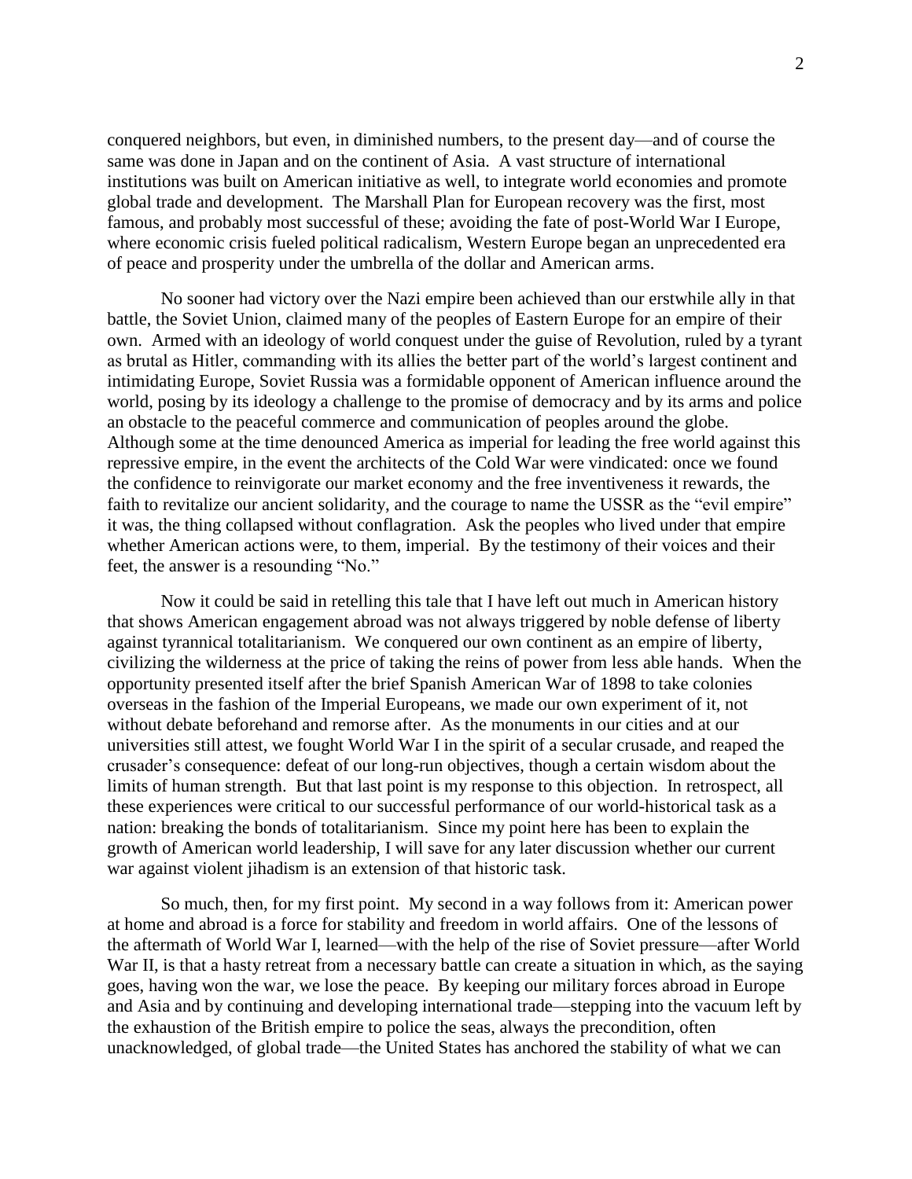conquered neighbors, but even, in diminished numbers, to the present day—and of course the same was done in Japan and on the continent of Asia. A vast structure of international institutions was built on American initiative as well, to integrate world economies and promote global trade and development. The Marshall Plan for European recovery was the first, most famous, and probably most successful of these; avoiding the fate of post-World War I Europe, where economic crisis fueled political radicalism, Western Europe began an unprecedented era of peace and prosperity under the umbrella of the dollar and American arms.

No sooner had victory over the Nazi empire been achieved than our erstwhile ally in that battle, the Soviet Union, claimed many of the peoples of Eastern Europe for an empire of their own. Armed with an ideology of world conquest under the guise of Revolution, ruled by a tyrant as brutal as Hitler, commanding with its allies the better part of the world's largest continent and intimidating Europe, Soviet Russia was a formidable opponent of American influence around the world, posing by its ideology a challenge to the promise of democracy and by its arms and police an obstacle to the peaceful commerce and communication of peoples around the globe. Although some at the time denounced America as imperial for leading the free world against this repressive empire, in the event the architects of the Cold War were vindicated: once we found the confidence to reinvigorate our market economy and the free inventiveness it rewards, the faith to revitalize our ancient solidarity, and the courage to name the USSR as the "evil empire" it was, the thing collapsed without conflagration. Ask the peoples who lived under that empire whether American actions were, to them, imperial. By the testimony of their voices and their feet, the answer is a resounding "No."

Now it could be said in retelling this tale that I have left out much in American history that shows American engagement abroad was not always triggered by noble defense of liberty against tyrannical totalitarianism. We conquered our own continent as an empire of liberty, civilizing the wilderness at the price of taking the reins of power from less able hands. When the opportunity presented itself after the brief Spanish American War of 1898 to take colonies overseas in the fashion of the Imperial Europeans, we made our own experiment of it, not without debate beforehand and remorse after. As the monuments in our cities and at our universities still attest, we fought World War I in the spirit of a secular crusade, and reaped the crusader's consequence: defeat of our long-run objectives, though a certain wisdom about the limits of human strength. But that last point is my response to this objection. In retrospect, all these experiences were critical to our successful performance of our world-historical task as a nation: breaking the bonds of totalitarianism. Since my point here has been to explain the growth of American world leadership, I will save for any later discussion whether our current war against violent jihadism is an extension of that historic task.

So much, then, for my first point. My second in a way follows from it: American power at home and abroad is a force for stability and freedom in world affairs. One of the lessons of the aftermath of World War I, learned—with the help of the rise of Soviet pressure—after World War II, is that a hasty retreat from a necessary battle can create a situation in which, as the saying goes, having won the war, we lose the peace. By keeping our military forces abroad in Europe and Asia and by continuing and developing international trade—stepping into the vacuum left by the exhaustion of the British empire to police the seas, always the precondition, often unacknowledged, of global trade—the United States has anchored the stability of what we can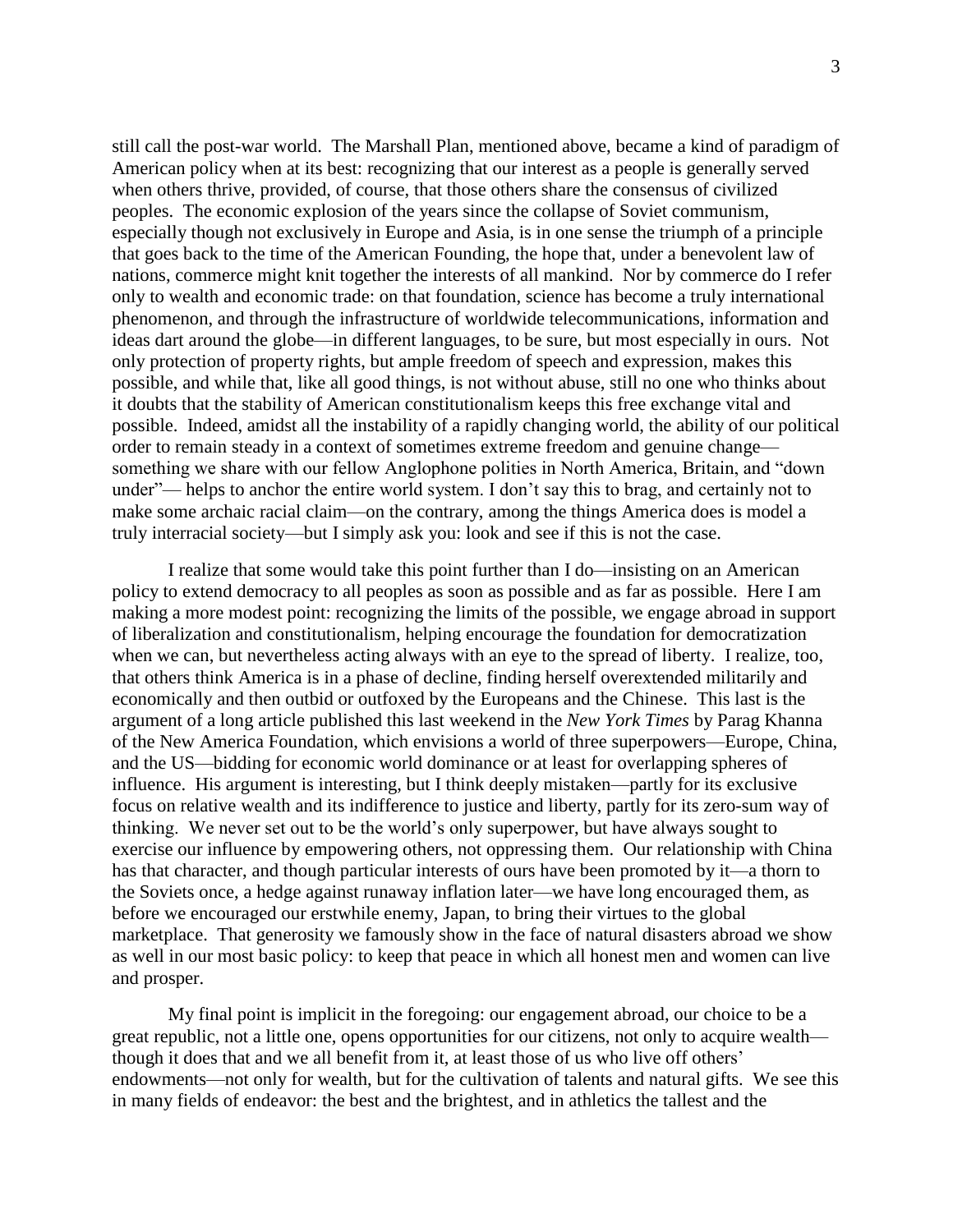still call the post-war world. The Marshall Plan, mentioned above, became a kind of paradigm of American policy when at its best: recognizing that our interest as a people is generally served when others thrive, provided, of course, that those others share the consensus of civilized peoples. The economic explosion of the years since the collapse of Soviet communism, especially though not exclusively in Europe and Asia, is in one sense the triumph of a principle that goes back to the time of the American Founding, the hope that, under a benevolent law of nations, commerce might knit together the interests of all mankind. Nor by commerce do I refer only to wealth and economic trade: on that foundation, science has become a truly international phenomenon, and through the infrastructure of worldwide telecommunications, information and ideas dart around the globe—in different languages, to be sure, but most especially in ours. Not only protection of property rights, but ample freedom of speech and expression, makes this possible, and while that, like all good things, is not without abuse, still no one who thinks about it doubts that the stability of American constitutionalism keeps this free exchange vital and possible. Indeed, amidst all the instability of a rapidly changing world, the ability of our political order to remain steady in a context of sometimes extreme freedom and genuine change—something we share with our fellow Anglophone polities in North America, Britain, and "down under"— helps to anchor the entire world system. I don't say this to brag, and certainly not to make some archaic racial claim—on the contrary, among the things America does is model a truly interracial society—but I simply ask you: look and see if this is not the case.

I realize that some would take this point further than I do—insisting on an American policy to extend democracy to all peoples as soon as possible and as far as possible. Here I am making a more modest point: recognizing the limits of the possible, we engage abroad in support of liberalization and constitutionalism, helping encourage the foundation for democratization when we can, but nevertheless acting always with an eye to the spread of liberty. I realize, too, that others think America is in a phase of decline, finding herself overextended militarily and economically and then outbid or outfoxed by the Europeans and the Chinese. This last is the argument of a long article published this last weekend in the *New York Times* by Parag Khanna of the New America Foundation, which envisions a world of three superpowers—Europe, China, and the US—bidding for economic world dominance or at least for overlapping spheres of influence. His argument is interesting, but I think deeply mistaken—partly for its exclusive focus on relative wealth and its indifference to justice and liberty, partly for its zero-sum way of thinking. We never set out to be the world's only superpower, but have always sought to exercise our influence by empowering others, not oppressing them. Our relationship with China has that character, and though particular interests of ours have been promoted by it—a thorn to the Soviets once, a hedge against runaway inflation later—we have long encouraged them, as before we encouraged our erstwhile enemy, Japan, to bring their virtues to the global marketplace. That generosity we famously show in the face of natural disasters abroad we show as well in our most basic policy: to keep that peace in which all honest men and women can live and prosper.

My final point is implicit in the foregoing: our engagement abroad, our choice to be a great republic, not a little one, opens opportunities for our citizens, not only to acquire wealth—though it does that and we all benefit from it, at least those of us who live off others' endowments—not only for wealth, but for the cultivation of talents and natural gifts. We see this in many fields of endeavor: the best and the brightest, and in athletics the tallest and the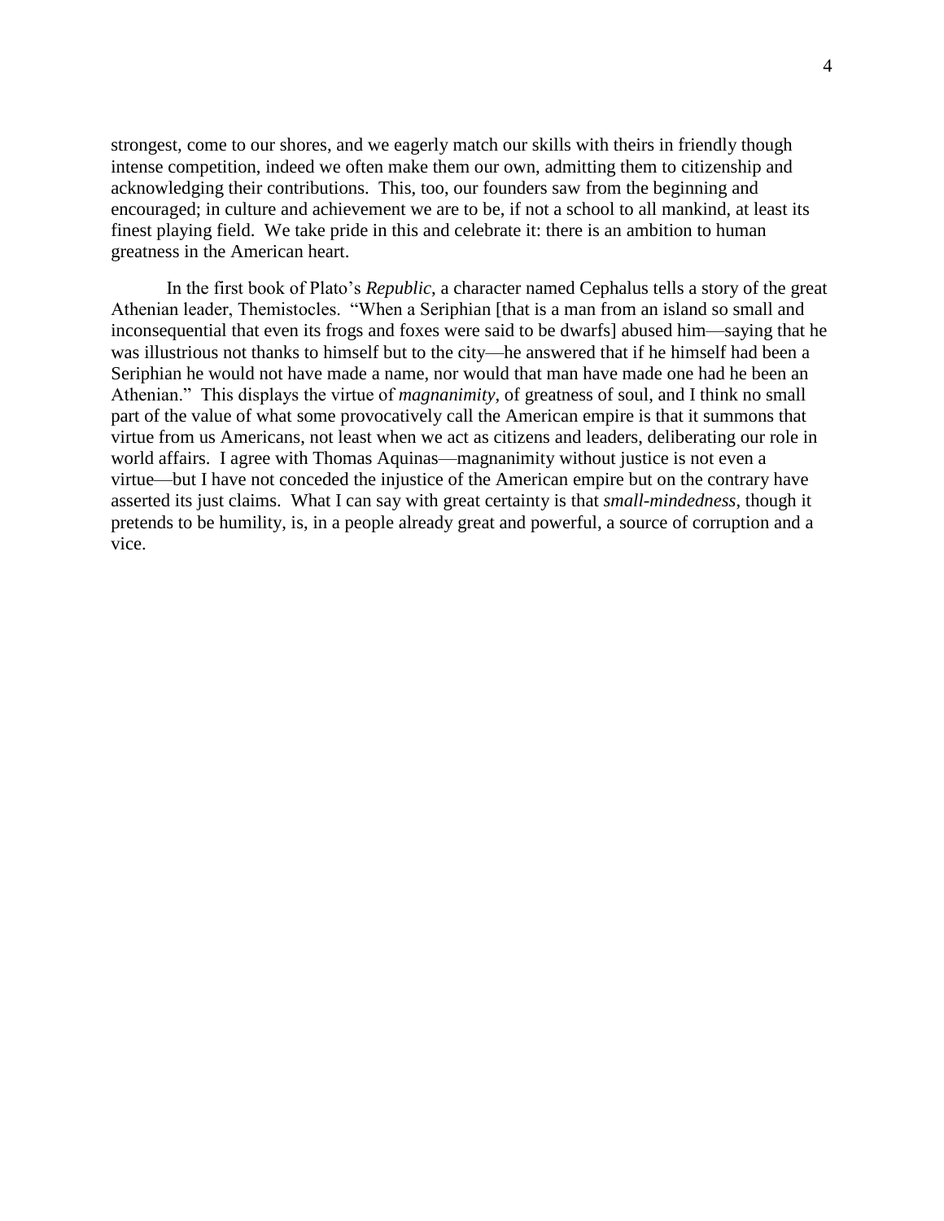strongest, come to our shores, and we eagerly match our skills with theirs in friendly though intense competition, indeed we often make them our own, admitting them to citizenship and acknowledging their contributions. This, too, our founders saw from the beginning and encouraged; in culture and achievement we are to be, if not a school to all mankind, at least its finest playing field. We take pride in this and celebrate it: there is an ambition to human greatness in the American heart.

In the first book of Plato's *Republic*, a character named Cephalus tells a story of the great Athenian leader, Themistocles. "When a Seriphian [that is a man from an island so small and inconsequential that even its frogs and foxes were said to be dwarfs] abused him—saying that he was illustrious not thanks to himself but to the city—he answered that if he himself had been a Seriphian he would not have made a name, nor would that man have made one had he been an Athenian." This displays the virtue of *magnanimity*, of greatness of soul, and I think no small part of the value of what some provocatively call the American empire is that it summons that virtue from us Americans, not least when we act as citizens and leaders, deliberating our role in world affairs. I agree with Thomas Aquinas—magnanimity without justice is not even a virtue—but I have not conceded the injustice of the American empire but on the contrary have asserted its just claims. What I can say with great certainty is that *small-mindedness*, though it pretends to be humility, is, in a people already great and powerful, a source of corruption and a vice.